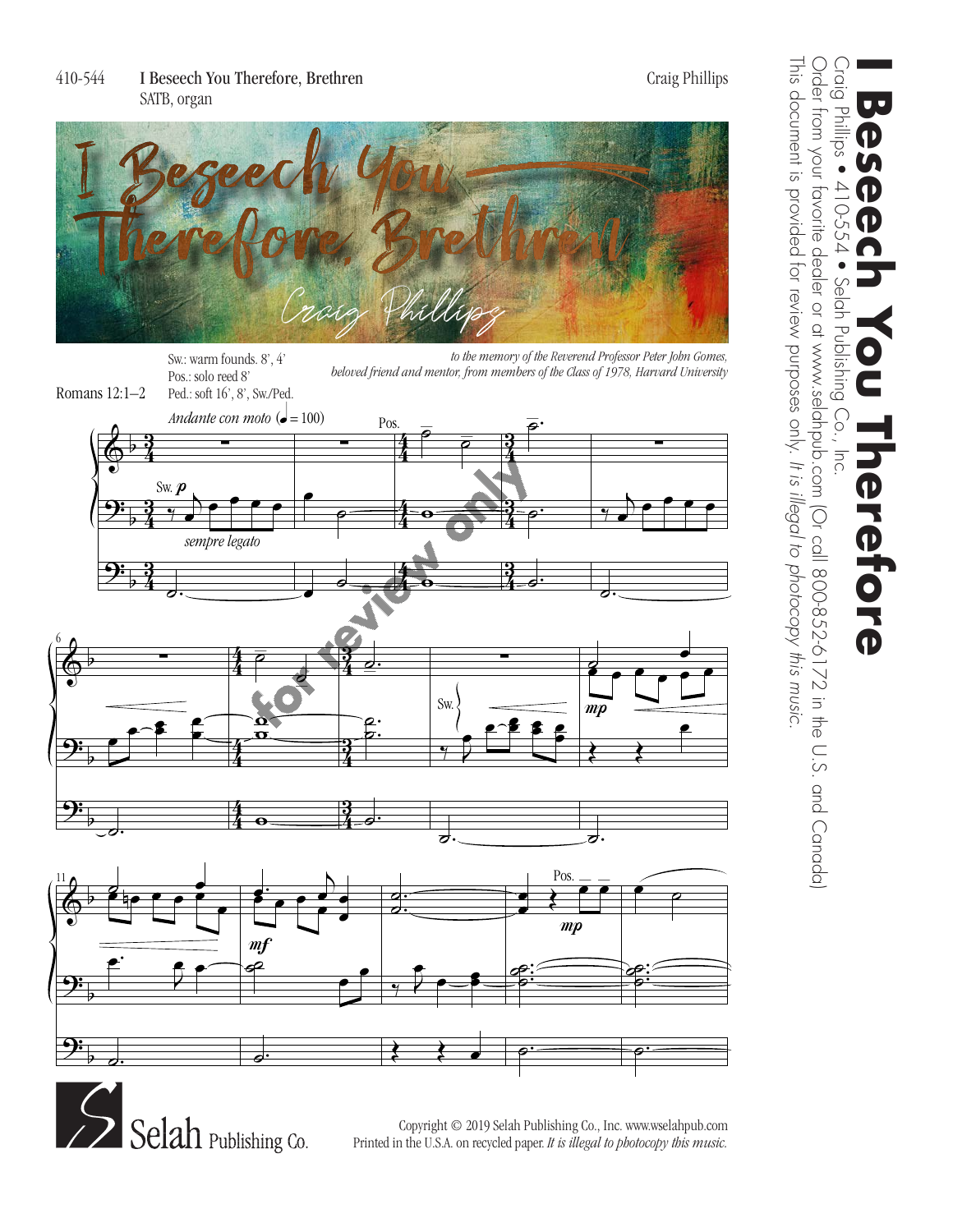410-544 **I Beseech You Therefore, Brethren**
SATB, organ

Craig Phillips

Romans 12:1–2

Sw.: warm founds. 8', 4'
Pos.: solo reed 8'
Ped.: soft 16', 8', Sw./Ped.

*to the memory of the Reverend Professor Peter John Gomes, beloved friend and mentor, from members of the Class of 1978, Harvard University*

*Andante con moto* (♩ = 100)

**I Beseech You Therefore**
Craig Phillips • 410-554 • Selah Publishing Co., Inc.
Order from your favorite dealer or at www.selahpub.com (Or call 800-852-6172 in the U.S. and Canada)
This document is provided for review purposes only. *It is illegal to photocopy this music.*

Copyright © 2019 Selah Publishing Co., Inc. www.wselahpub.com
Printed in the U.S.A. on recycled paper. *It is illegal to photocopy this music.*

Selah Publishing Co.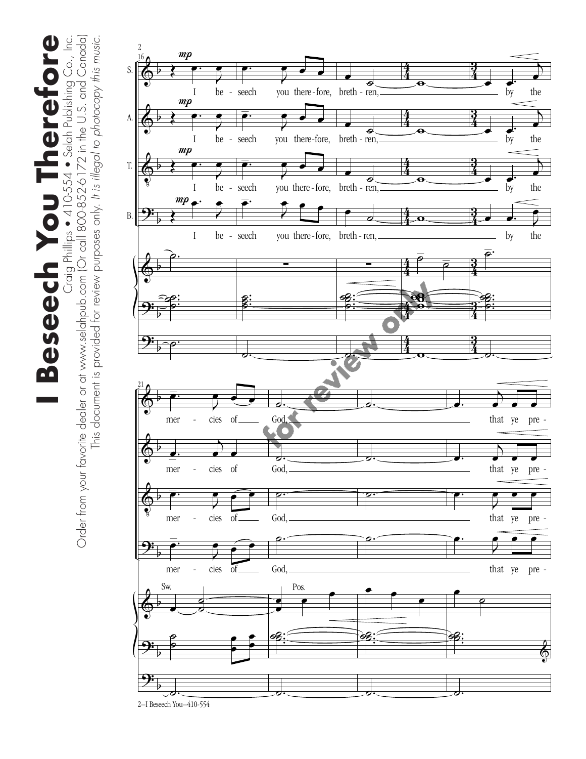# I Beseech You Therefore

Craig Phillips • 410-554 • Selah Publishing Co., Inc.

Order from your favorite dealer or at www.selahpub.com (Or call 800-852-6172 in the U.S. and Canada)

This document is provided for review purposes only. *It is illegal to photocopy this music.*

16

S. A. T. B.

*mp*

I be - seech you there - fore, breth - ren, by the

21

mer - cies of God, that ye pre -

Sw.

Pos.

for review only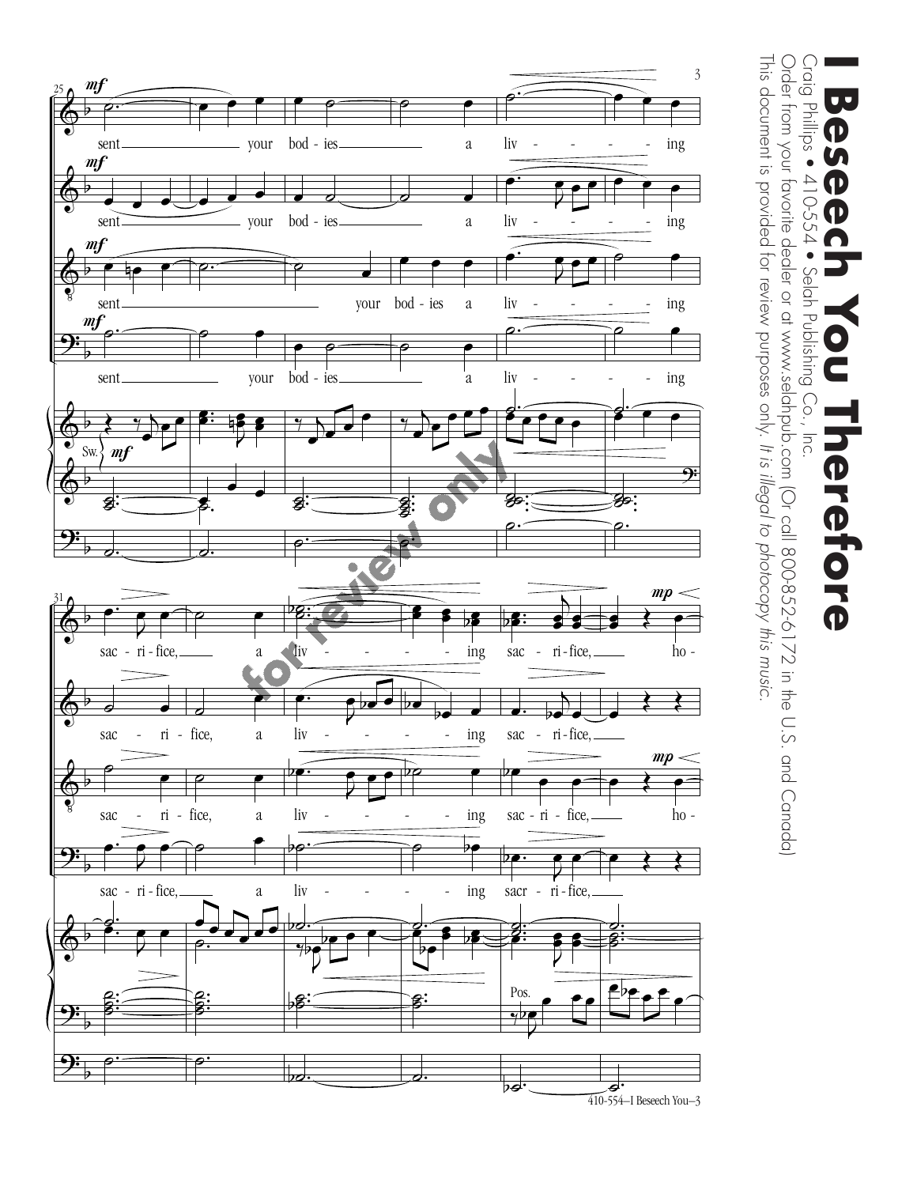# I Beseech You Therefore

Craig Phillips • 410-554 • Selah Publishing Co., Inc.

Order from your favorite dealer or at www.selahpub.com (Or call 800-852-6172 in the U.S. and Canada)

This document is provided for review purposes only. *It is illegal to photocopy this music.*

*for review only*

410-554–I Beseech You–3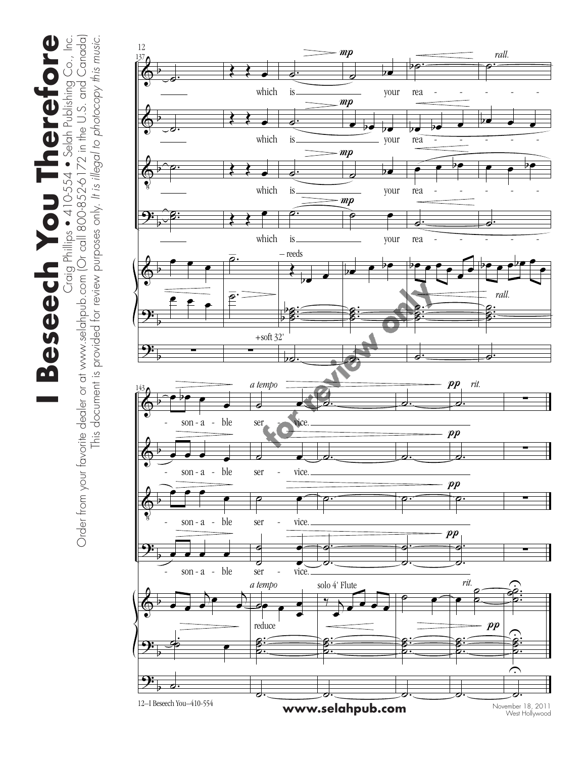which is your rea - son - a - ble ser - vice.

*mp* *rall.* *a tempo* *pp* *rit.*

– reeds

+soft 32'

solo 4' Flute

reduce

November 18, 2011
West Hollywood